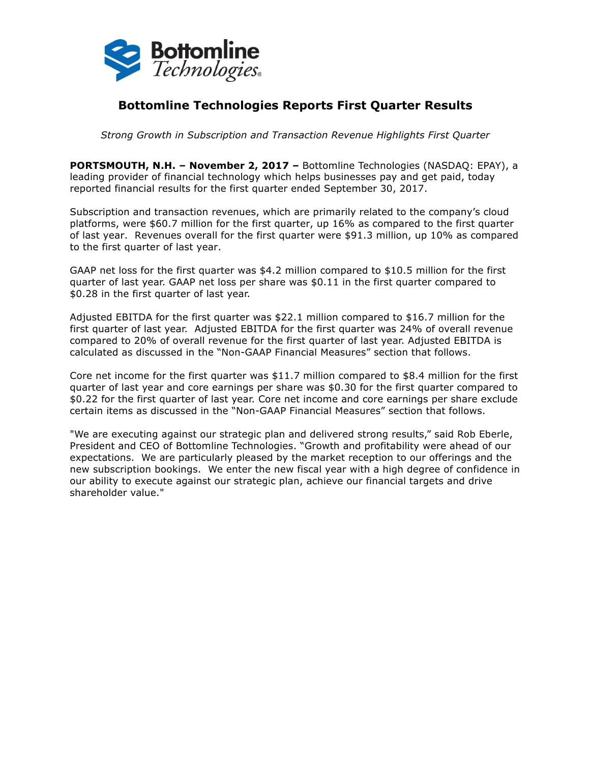# Bottomline Technologies Reports First Quarter Results

*Strong Growth in Subscription and Transaction Revenue Highlights First Quarter*

**PORTSMOUTH, N.H. – November 2, 2017 –** Bottomline Technologies (NASDAQ: EPAY), a leading provider of financial technology which helps businesses pay and get paid, today reported financial results for the first quarter ended September 30, 2017.

Subscription and transaction revenues, which are primarily related to the company's cloud platforms, were $60.7 million for the first quarter, up 16% as compared to the first quarter of last year. Revenues overall for the first quarter were $91.3 million, up 10% as compared to the first quarter of last year.

GAAP net loss for the first quarter was $4.2 million compared to $10.5 million for the first quarter of last year. GAAP net loss per share was $0.11 in the first quarter compared to $0.28 in the first quarter of last year.

Adjusted EBITDA for the first quarter was $22.1 million compared to $16.7 million for the first quarter of last year. Adjusted EBITDA for the first quarter was 24% of overall revenue compared to 20% of overall revenue for the first quarter of last year. Adjusted EBITDA is calculated as discussed in the "Non-GAAP Financial Measures" section that follows.

Core net income for the first quarter was $11.7 million compared to $8.4 million for the first quarter of last year and core earnings per share was $0.30 for the first quarter compared to $0.22 for the first quarter of last year. Core net income and core earnings per share exclude certain items as discussed in the "Non-GAAP Financial Measures" section that follows.

"We are executing against our strategic plan and delivered strong results," said Rob Eberle, President and CEO of Bottomline Technologies. "Growth and profitability were ahead of our expectations. We are particularly pleased by the market reception to our offerings and the new subscription bookings. We enter the new fiscal year with a high degree of confidence in our ability to execute against our strategic plan, achieve our financial targets and drive shareholder value."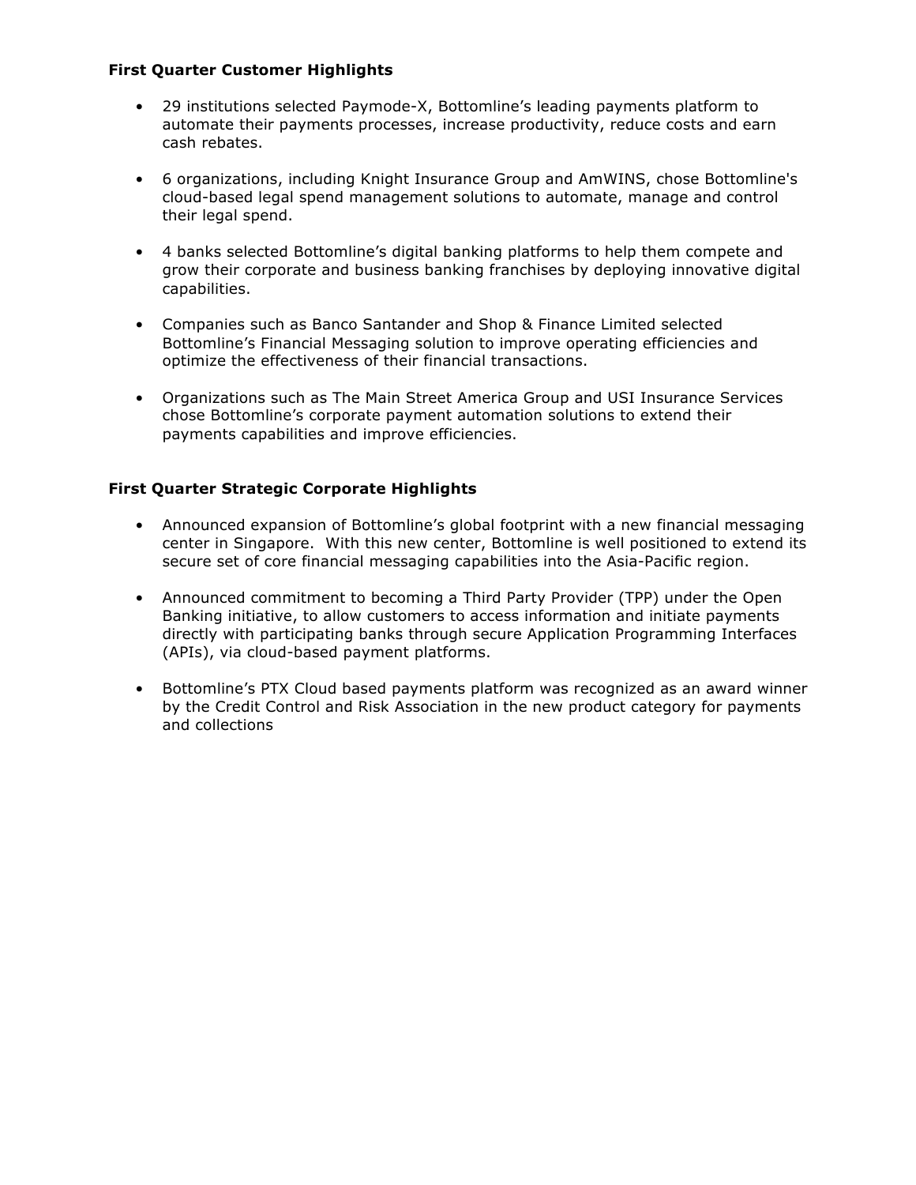**First Quarter Customer Highlights**

- 29 institutions selected Paymode-X, Bottomline's leading payments platform to automate their payments processes, increase productivity, reduce costs and earn cash rebates.
- 6 organizations, including Knight Insurance Group and AmWINS, chose Bottomline's cloud-based legal spend management solutions to automate, manage and control their legal spend.
- 4 banks selected Bottomline's digital banking platforms to help them compete and grow their corporate and business banking franchises by deploying innovative digital capabilities.
- Companies such as Banco Santander and Shop & Finance Limited selected Bottomline's Financial Messaging solution to improve operating efficiencies and optimize the effectiveness of their financial transactions.
- Organizations such as The Main Street America Group and USI Insurance Services chose Bottomline's corporate payment automation solutions to extend their payments capabilities and improve efficiencies.

**First Quarter Strategic Corporate Highlights**

- Announced expansion of Bottomline's global footprint with a new financial messaging center in Singapore. With this new center, Bottomline is well positioned to extend its secure set of core financial messaging capabilities into the Asia-Pacific region.
- Announced commitment to becoming a Third Party Provider (TPP) under the Open Banking initiative, to allow customers to access information and initiate payments directly with participating banks through secure Application Programming Interfaces (APIs), via cloud-based payment platforms.
- Bottomline's PTX Cloud based payments platform was recognized as an award winner by the Credit Control and Risk Association in the new product category for payments and collections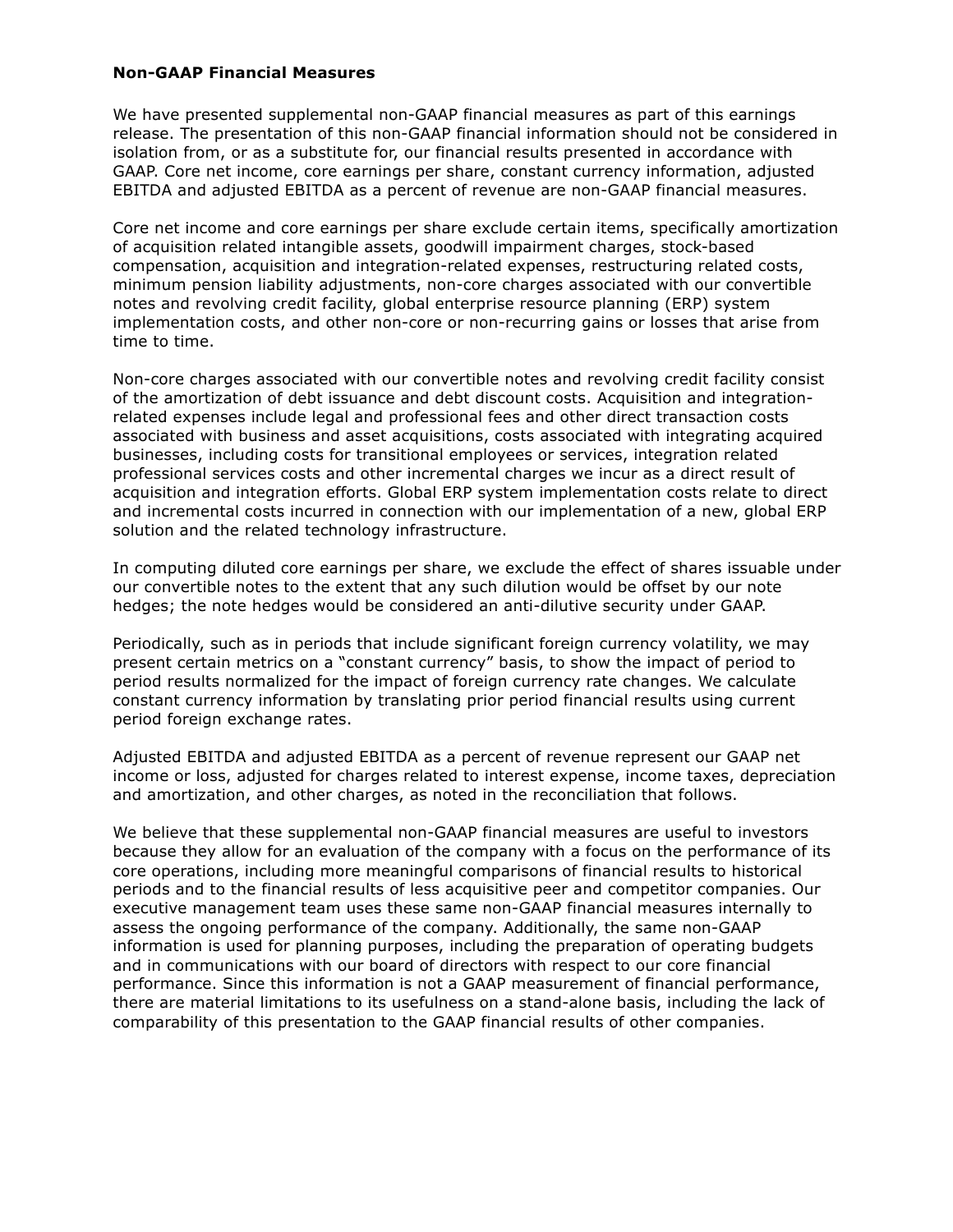**Non-GAAP Financial Measures**

We have presented supplemental non-GAAP financial measures as part of this earnings release. The presentation of this non-GAAP financial information should not be considered in isolation from, or as a substitute for, our financial results presented in accordance with GAAP. Core net income, core earnings per share, constant currency information, adjusted EBITDA and adjusted EBITDA as a percent of revenue are non-GAAP financial measures.

Core net income and core earnings per share exclude certain items, specifically amortization of acquisition related intangible assets, goodwill impairment charges, stock-based compensation, acquisition and integration-related expenses, restructuring related costs, minimum pension liability adjustments, non-core charges associated with our convertible notes and revolving credit facility, global enterprise resource planning (ERP) system implementation costs, and other non-core or non-recurring gains or losses that arise from time to time.

Non-core charges associated with our convertible notes and revolving credit facility consist of the amortization of debt issuance and debt discount costs. Acquisition and integration-related expenses include legal and professional fees and other direct transaction costs associated with business and asset acquisitions, costs associated with integrating acquired businesses, including costs for transitional employees or services, integration related professional services costs and other incremental charges we incur as a direct result of acquisition and integration efforts. Global ERP system implementation costs relate to direct and incremental costs incurred in connection with our implementation of a new, global ERP solution and the related technology infrastructure.

In computing diluted core earnings per share, we exclude the effect of shares issuable under our convertible notes to the extent that any such dilution would be offset by our note hedges; the note hedges would be considered an anti-dilutive security under GAAP.

Periodically, such as in periods that include significant foreign currency volatility, we may present certain metrics on a "constant currency" basis, to show the impact of period to period results normalized for the impact of foreign currency rate changes. We calculate constant currency information by translating prior period financial results using current period foreign exchange rates.

Adjusted EBITDA and adjusted EBITDA as a percent of revenue represent our GAAP net income or loss, adjusted for charges related to interest expense, income taxes, depreciation and amortization, and other charges, as noted in the reconciliation that follows.

We believe that these supplemental non-GAAP financial measures are useful to investors because they allow for an evaluation of the company with a focus on the performance of its core operations, including more meaningful comparisons of financial results to historical periods and to the financial results of less acquisitive peer and competitor companies. Our executive management team uses these same non-GAAP financial measures internally to assess the ongoing performance of the company. Additionally, the same non-GAAP information is used for planning purposes, including the preparation of operating budgets and in communications with our board of directors with respect to our core financial performance. Since this information is not a GAAP measurement of financial performance, there are material limitations to its usefulness on a stand-alone basis, including the lack of comparability of this presentation to the GAAP financial results of other companies.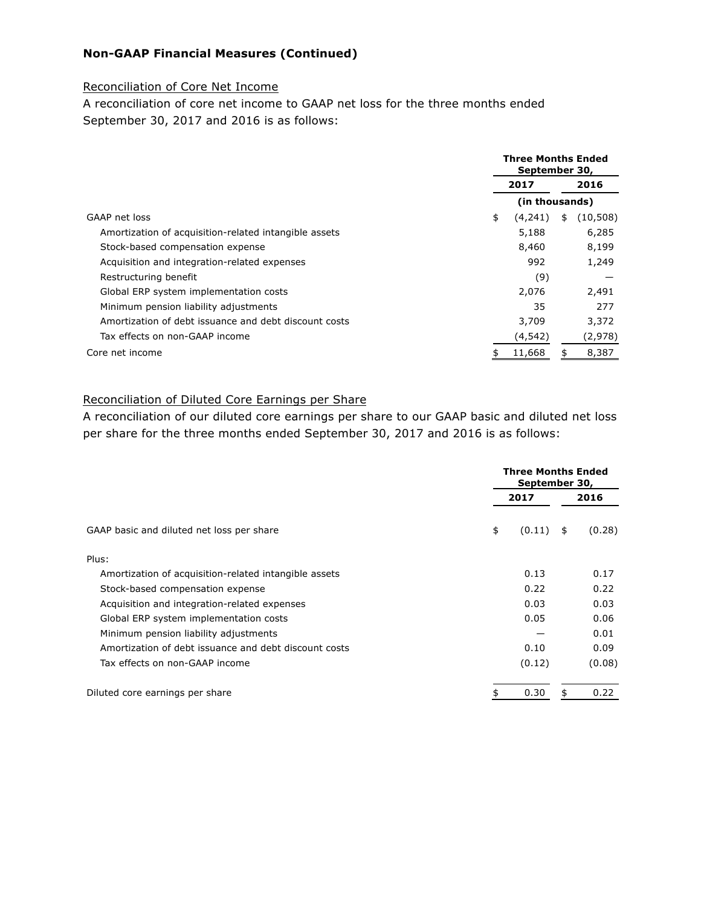**Non-GAAP Financial Measures (Continued)**

Reconciliation of Core Net Income

A reconciliation of core net income to GAAP net loss for the three months ended September 30, 2017 and 2016 is as follows:

| | Three Months Ended September 30, | |
|---|---|---|
| | 2017 | 2016 |
| | (in thousands) | |
| GAAP net loss | $ (4,241) | $ (10,508) |
| Amortization of acquisition-related intangible assets | 5,188 | 6,285 |
| Stock-based compensation expense | 8,460 | 8,199 |
| Acquisition and integration-related expenses | 992 | 1,249 |
| Restructuring benefit | (9) | — |
| Global ERP system implementation costs | 2,076 | 2,491 |
| Minimum pension liability adjustments | 35 | 277 |
| Amortization of debt issuance and debt discount costs | 3,709 | 3,372 |
| Tax effects on non-GAAP income | (4,542) | (2,978) |
| Core net income | $ 11,668 | $ 8,387 |

Reconciliation of Diluted Core Earnings per Share

A reconciliation of our diluted core earnings per share to our GAAP basic and diluted net loss per share for the three months ended September 30, 2017 and 2016 is as follows:

| | Three Months Ended September 30, | |
|---|---|---|
| | 2017 | 2016 |
| GAAP basic and diluted net loss per share | $ (0.11) | $ (0.28) |
| Plus: | | |
| Amortization of acquisition-related intangible assets | 0.13 | 0.17 |
| Stock-based compensation expense | 0.22 | 0.22 |
| Acquisition and integration-related expenses | 0.03 | 0.03 |
| Global ERP system implementation costs | 0.05 | 0.06 |
| Minimum pension liability adjustments | — | 0.01 |
| Amortization of debt issuance and debt discount costs | 0.10 | 0.09 |
| Tax effects on non-GAAP income | (0.12) | (0.08) |
| Diluted core earnings per share | $ 0.30 | $ 0.22 |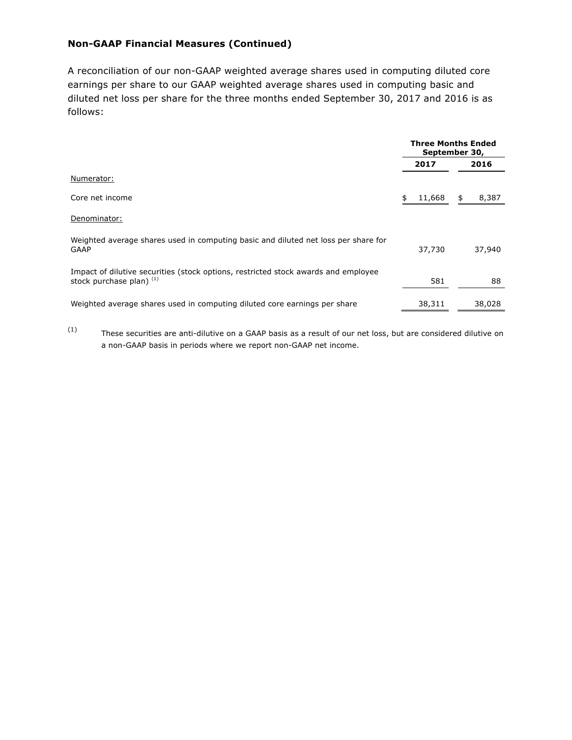**Non-GAAP Financial Measures (Continued)**

A reconciliation of our non-GAAP weighted average shares used in computing diluted core earnings per share to our GAAP weighted average shares used in computing basic and diluted net loss per share for the three months ended September 30, 2017 and 2016 is as follows:

| | Three Months Ended September 30, | |
|---|---|---|
| | 2017 | 2016 |
| Numerator: | | |
| Core net income | $ 11,668 | $ 8,387 |
| Denominator: | | |
| Weighted average shares used in computing basic and diluted net loss per share for GAAP | 37,730 | 37,940 |
| Impact of dilutive securities (stock options, restricted stock awards and employee stock purchase plan) [1] | 581 | 88 |
| Weighted average shares used in computing diluted core earnings per share | 38,311 | 38,028 |

[1] These securities are anti-dilutive on a GAAP basis as a result of our net loss, but are considered dilutive on a non-GAAP basis in periods where we report non-GAAP net income.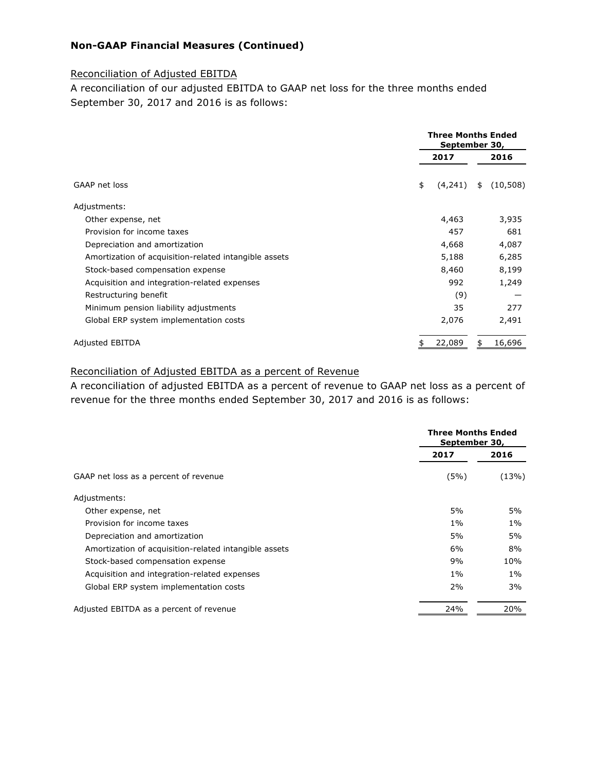## Non-GAAP Financial Measures (Continued)

Reconciliation of Adjusted EBITDA

A reconciliation of our adjusted EBITDA to GAAP net loss for the three months ended September 30, 2017 and 2016 is as follows:

| | Three Months Ended September 30, | |
|---|---|---|
| | 2017 | 2016 |
| GAAP net loss | $ (4,241) | $ (10,508) |
| Adjustments: | | |
| Other expense, net | 4,463 | 3,935 |
| Provision for income taxes | 457 | 681 |
| Depreciation and amortization | 4,668 | 4,087 |
| Amortization of acquisition-related intangible assets | 5,188 | 6,285 |
| Stock-based compensation expense | 8,460 | 8,199 |
| Acquisition and integration-related expenses | 992 | 1,249 |
| Restructuring benefit | (9) | — |
| Minimum pension liability adjustments | 35 | 277 |
| Global ERP system implementation costs | 2,076 | 2,491 |
| Adjusted EBITDA | $ 22,089 | $ 16,696 |

Reconciliation of Adjusted EBITDA as a percent of Revenue

A reconciliation of adjusted EBITDA as a percent of revenue to GAAP net loss as a percent of revenue for the three months ended September 30, 2017 and 2016 is as follows:

| | Three Months Ended September 30, | |
|---|---|---|
| | 2017 | 2016 |
| GAAP net loss as a percent of revenue | (5%) | (13%) |
| Adjustments: | | |
| Other expense, net | 5% | 5% |
| Provision for income taxes | 1% | 1% |
| Depreciation and amortization | 5% | 5% |
| Amortization of acquisition-related intangible assets | 6% | 8% |
| Stock-based compensation expense | 9% | 10% |
| Acquisition and integration-related expenses | 1% | 1% |
| Global ERP system implementation costs | 2% | 3% |
| Adjusted EBITDA as a percent of revenue | 24% | 20% |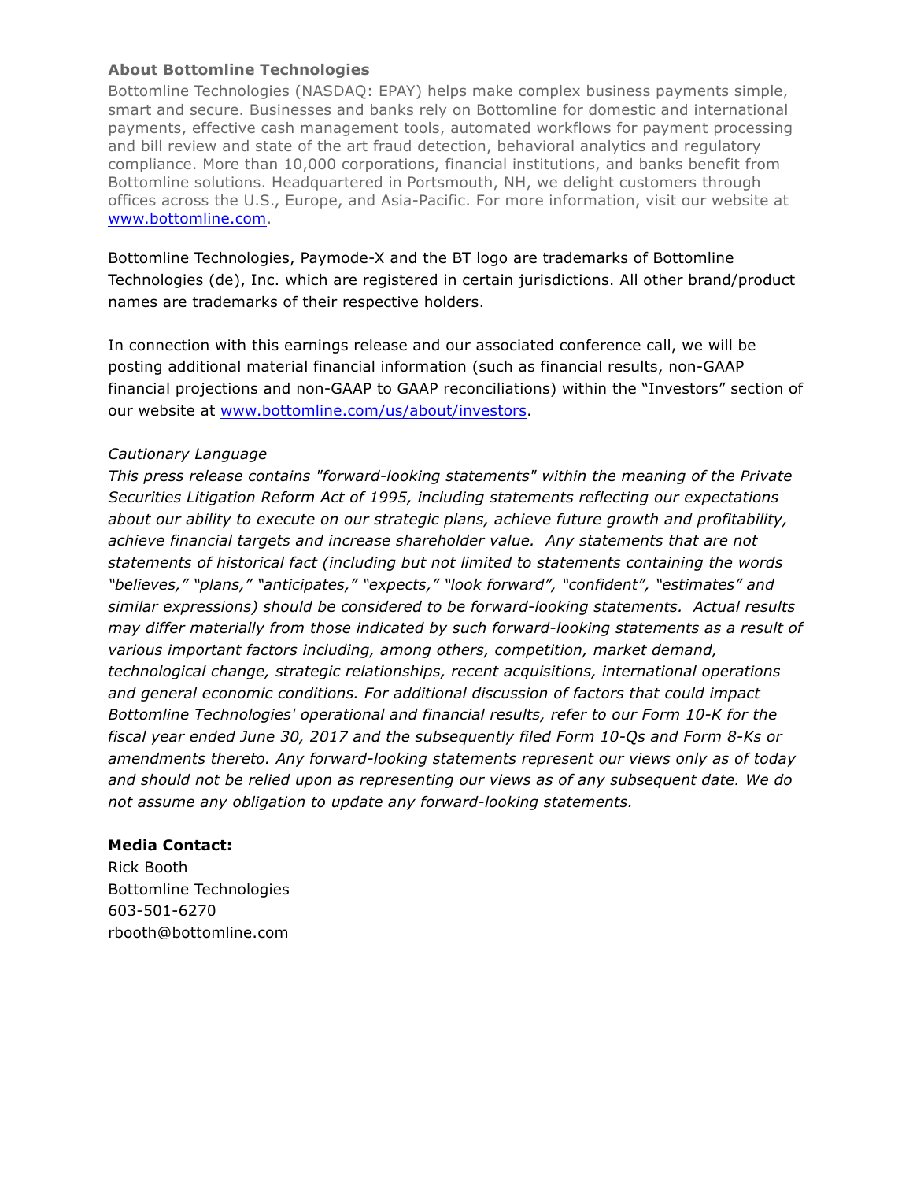### About Bottomline Technologies

Bottomline Technologies (NASDAQ: EPAY) helps make complex business payments simple, smart and secure. Businesses and banks rely on Bottomline for domestic and international payments, effective cash management tools, automated workflows for payment processing and bill review and state of the art fraud detection, behavioral analytics and regulatory compliance. More than 10,000 corporations, financial institutions, and banks benefit from Bottomline solutions. Headquartered in Portsmouth, NH, we delight customers through offices across the U.S., Europe, and Asia-Pacific. For more information, visit our website at [www.bottomline.com](http://www.bottomline.com).

Bottomline Technologies, Paymode-X and the BT logo are trademarks of Bottomline Technologies (de), Inc. which are registered in certain jurisdictions. All other brand/product names are trademarks of their respective holders.

In connection with this earnings release and our associated conference call, we will be posting additional material financial information (such as financial results, non-GAAP financial projections and non-GAAP to GAAP reconciliations) within the "Investors" section of our website at [www.bottomline.com/us/about/investors](http://www.bottomline.com/us/about/investors).

*Cautionary Language*

*This press release contains "forward-looking statements" within the meaning of the Private Securities Litigation Reform Act of 1995, including statements reflecting our expectations about our ability to execute on our strategic plans, achieve future growth and profitability, achieve financial targets and increase shareholder value. Any statements that are not statements of historical fact (including but not limited to statements containing the words "believes," "plans," "anticipates," "expects," "look forward", "confident", "estimates" and similar expressions) should be considered to be forward-looking statements. Actual results may differ materially from those indicated by such forward-looking statements as a result of various important factors including, among others, competition, market demand, technological change, strategic relationships, recent acquisitions, international operations and general economic conditions. For additional discussion of factors that could impact Bottomline Technologies' operational and financial results, refer to our Form 10-K for the fiscal year ended June 30, 2017 and the subsequently filed Form 10-Qs and Form 8-Ks or amendments thereto. Any forward-looking statements represent our views only as of today and should not be relied upon as representing our views as of any subsequent date. We do not assume any obligation to update any forward-looking statements.*

**Media Contact:**
Rick Booth
Bottomline Technologies
603-501-6270
rbooth@bottomline.com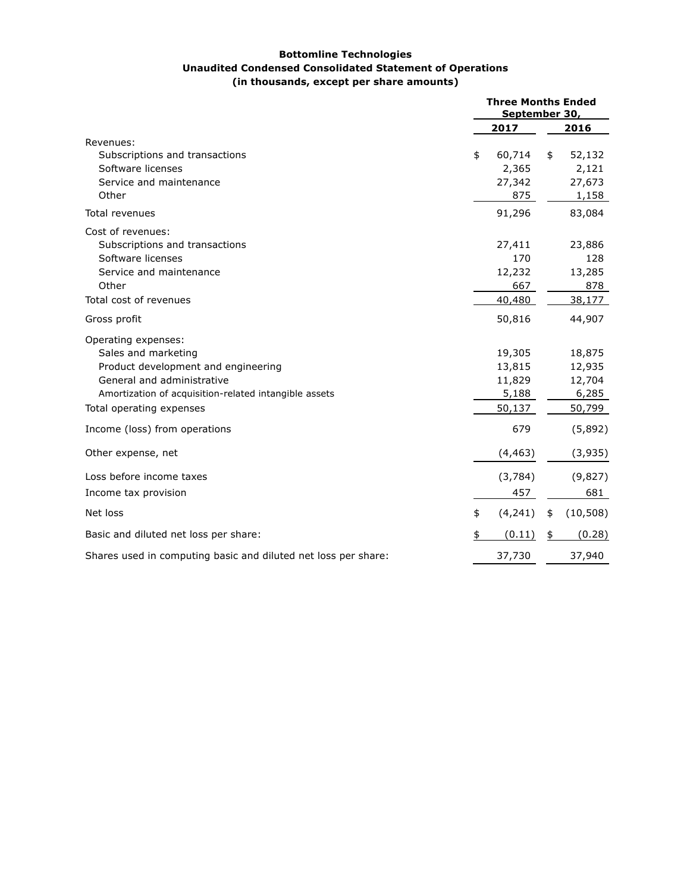**Bottomline Technologies**
**Unaudited Condensed Consolidated Statement of Operations**
**(in thousands, except per share amounts)**

| | Three Months Ended September 30, | |
|---|---|---|
| | 2017 | 2016 |
| Revenues: | | |
| Subscriptions and transactions | $ 60,714 | $ 52,132 |
| Software licenses | 2,365 | 2,121 |
| Service and maintenance | 27,342 | 27,673 |
| Other | 875 | 1,158 |
| Total revenues | 91,296 | 83,084 |
| Cost of revenues: | | |
| Subscriptions and transactions | 27,411 | 23,886 |
| Software licenses | 170 | 128 |
| Service and maintenance | 12,232 | 13,285 |
| Other | 667 | 878 |
| Total cost of revenues | 40,480 | 38,177 |
| Gross profit | 50,816 | 44,907 |
| Operating expenses: | | |
| Sales and marketing | 19,305 | 18,875 |
| Product development and engineering | 13,815 | 12,935 |
| General and administrative | 11,829 | 12,704 |
| Amortization of acquisition-related intangible assets | 5,188 | 6,285 |
| Total operating expenses | 50,137 | 50,799 |
| Income (loss) from operations | 679 | (5,892) |
| Other expense, net | (4,463) | (3,935) |
| Loss before income taxes | (3,784) | (9,827) |
| Income tax provision | 457 | 681 |
| Net loss | $ (4,241) | $ (10,508) |
| Basic and diluted net loss per share: | $ (0.11) | $ (0.28) |
| Shares used in computing basic and diluted net loss per share: | 37,730 | 37,940 |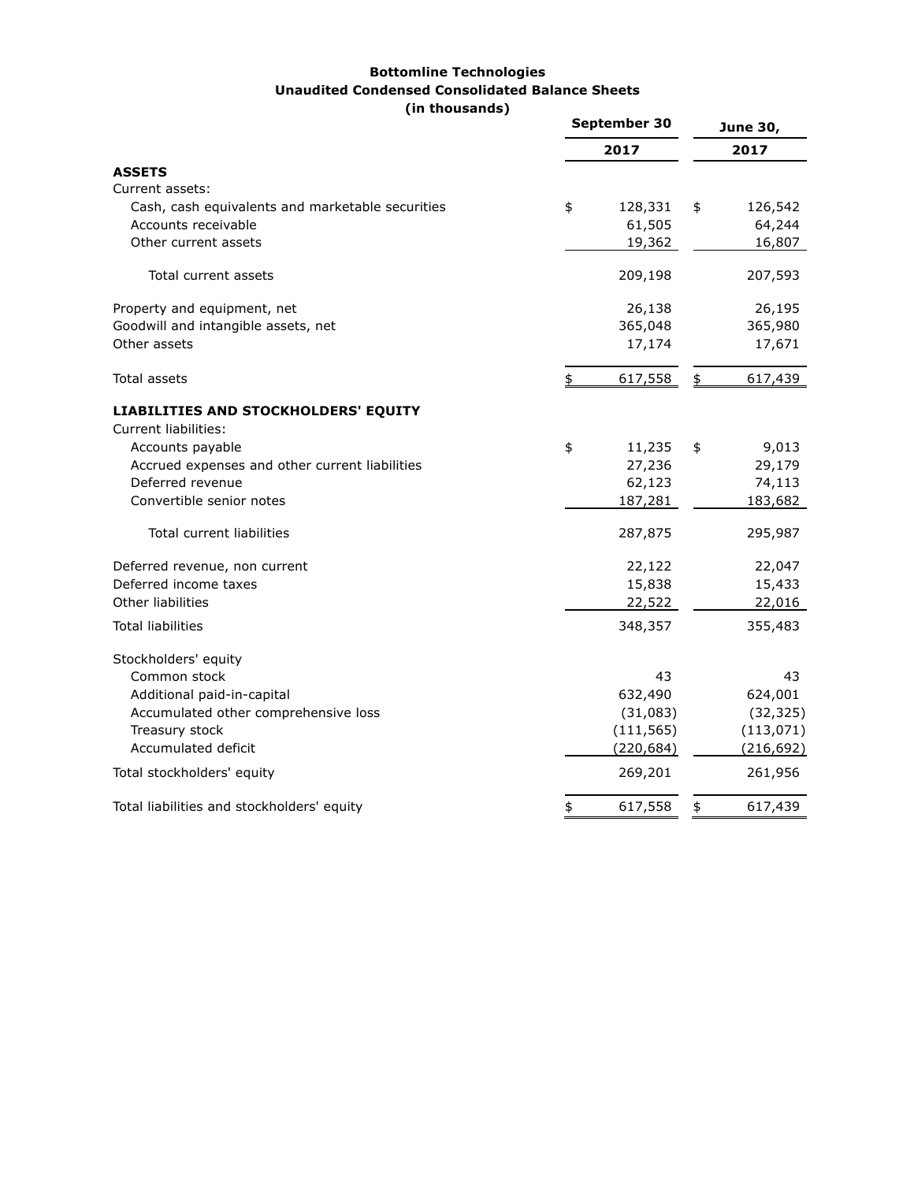**Bottomline Technologies**
**Unaudited Condensed Consolidated Balance Sheets**
**(in thousands)**

| | September 30 2017 | June 30, 2017 |
|---|---|---|
| **ASSETS** | | |
| Current assets: | | |
| Cash, cash equivalents and marketable securities | $ 128,331 | $ 126,542 |
| Accounts receivable | 61,505 | 64,244 |
| Other current assets | 19,362 | 16,807 |
| Total current assets | 209,198 | 207,593 |
| Property and equipment, net | 26,138 | 26,195 |
| Goodwill and intangible assets, net | 365,048 | 365,980 |
| Other assets | 17,174 | 17,671 |
| Total assets | $ 617,558 | $ 617,439 |
| **LIABILITIES AND STOCKHOLDERS' EQUITY** | | |
| Current liabilities: | | |
| Accounts payable | $ 11,235 | $ 9,013 |
| Accrued expenses and other current liabilities | 27,236 | 29,179 |
| Deferred revenue | 62,123 | 74,113 |
| Convertible senior notes | 187,281 | 183,682 |
| Total current liabilities | 287,875 | 295,987 |
| Deferred revenue, non current | 22,122 | 22,047 |
| Deferred income taxes | 15,838 | 15,433 |
| Other liabilities | 22,522 | 22,016 |
| Total liabilities | 348,357 | 355,483 |
| Stockholders' equity | | |
| Common stock | 43 | 43 |
| Additional paid-in-capital | 632,490 | 624,001 |
| Accumulated other comprehensive loss | (31,083) | (32,325) |
| Treasury stock | (111,565) | (113,071) |
| Accumulated deficit | (220,684) | (216,692) |
| Total stockholders' equity | 269,201 | 261,956 |
| Total liabilities and stockholders' equity | $ 617,558 | $ 617,439 |